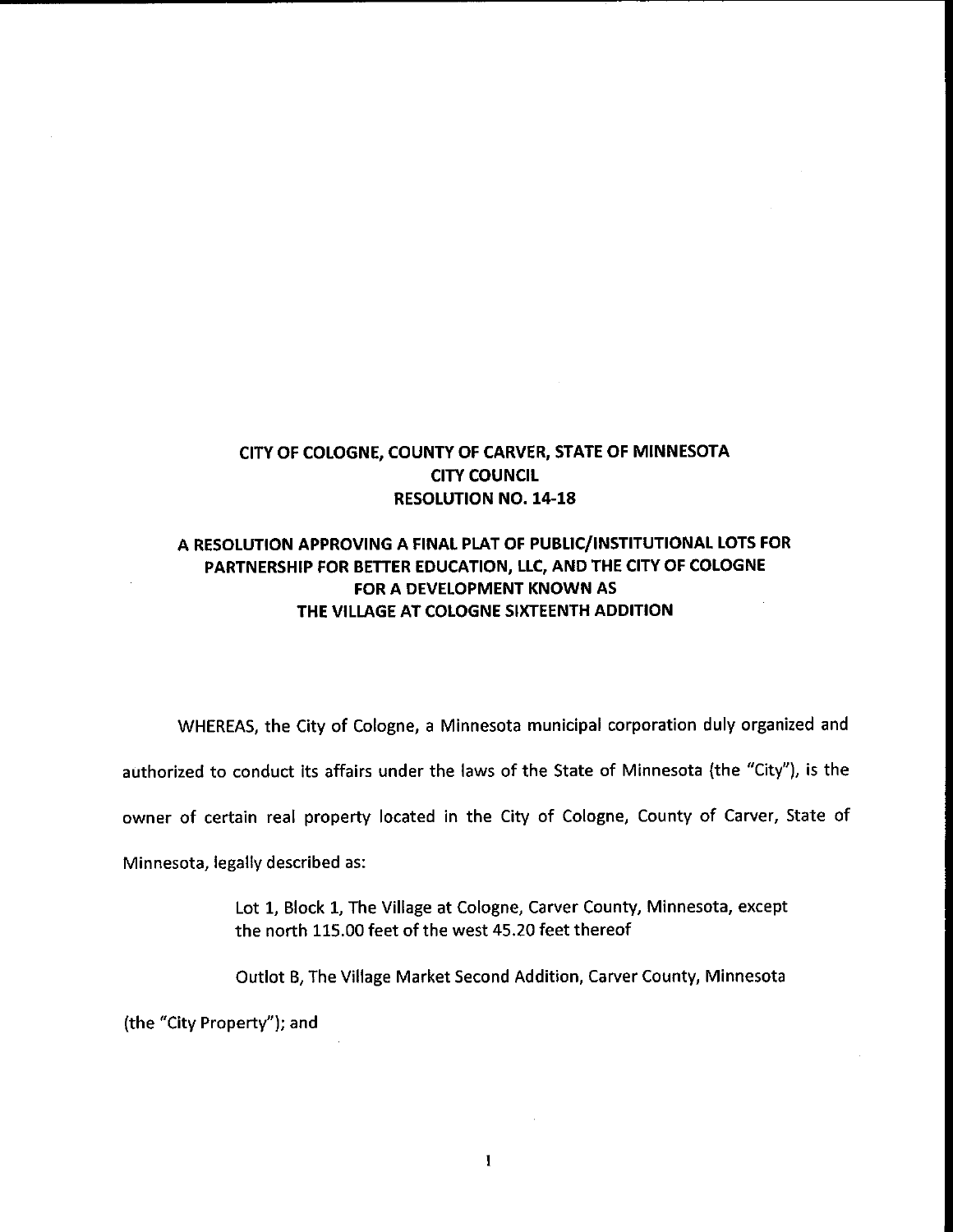**CITY OF COLOGNE, COUNTY OF CARVER, STATE OF MINNESOTA**
**CITY COUNCIL**
**RESOLUTION NO. 14-18**

**A RESOLUTION APPROVING A FINAL PLAT OF PUBLIC/INSTITUTIONAL LOTS FOR PARTNERSHIP FOR BETTER EDUCATION, LLC, AND THE CITY OF COLOGNE FOR A DEVELOPMENT KNOWN AS THE VILLAGE AT COLOGNE SIXTEENTH ADDITION**

WHEREAS, the City of Cologne, a Minnesota municipal corporation duly organized and authorized to conduct its affairs under the laws of the State of Minnesota (the "City"), is the owner of certain real property located in the City of Cologne, County of Carver, State of Minnesota, legally described as:

> Lot 1, Block 1, The Village at Cologne, Carver County, Minnesota, except the north 115.00 feet of the west 45.20 feet thereof
>
> Outlot B, The Village Market Second Addition, Carver County, Minnesota

(the "City Property"); and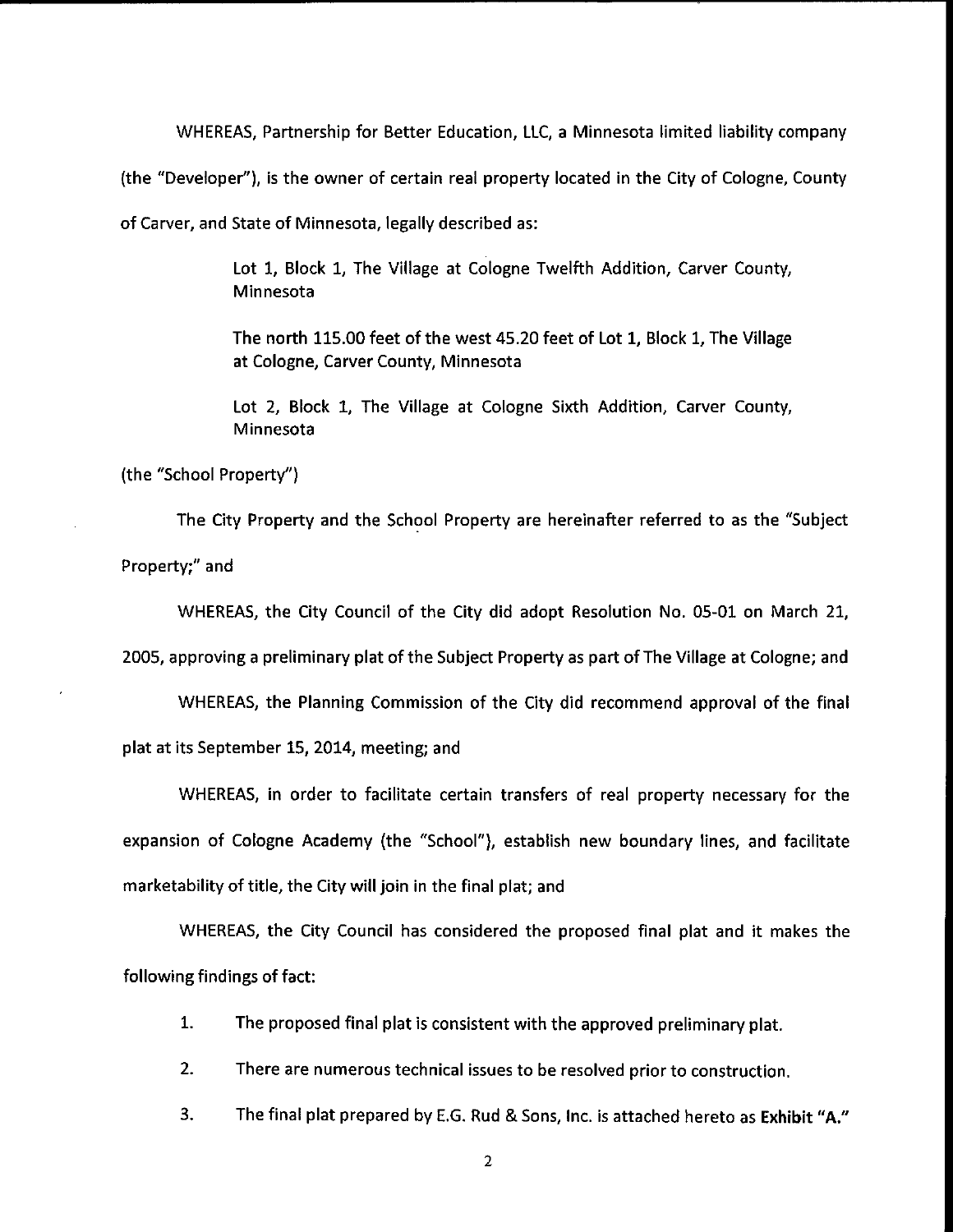WHEREAS, Partnership for Better Education, LLC, a Minnesota limited liability company (the "Developer"), is the owner of certain real property located in the City of Cologne, County of Carver, and State of Minnesota, legally described as:

> Lot 1, Block 1, The Village at Cologne Twelfth Addition, Carver County, Minnesota
>
> The north 115.00 feet of the west 45.20 feet of Lot 1, Block 1, The Village at Cologne, Carver County, Minnesota
>
> Lot 2, Block 1, The Village at Cologne Sixth Addition, Carver County, Minnesota

(the "School Property")

The City Property and the School Property are hereinafter referred to as the "Subject Property;" and

WHEREAS, the City Council of the City did adopt Resolution No. 05-01 on March 21, 2005, approving a preliminary plat of the Subject Property as part of The Village at Cologne; and

WHEREAS, the Planning Commission of the City did recommend approval of the final plat at its September 15, 2014, meeting; and

WHEREAS, in order to facilitate certain transfers of real property necessary for the expansion of Cologne Academy (the "School"), establish new boundary lines, and facilitate marketability of title, the City will join in the final plat; and

WHEREAS, the City Council has considered the proposed final plat and it makes the following findings of fact:

1. The proposed final plat is consistent with the approved preliminary plat.
2. There are numerous technical issues to be resolved prior to construction.
3. The final plat prepared by E.G. Rud & Sons, Inc. is attached hereto as **Exhibit "A."**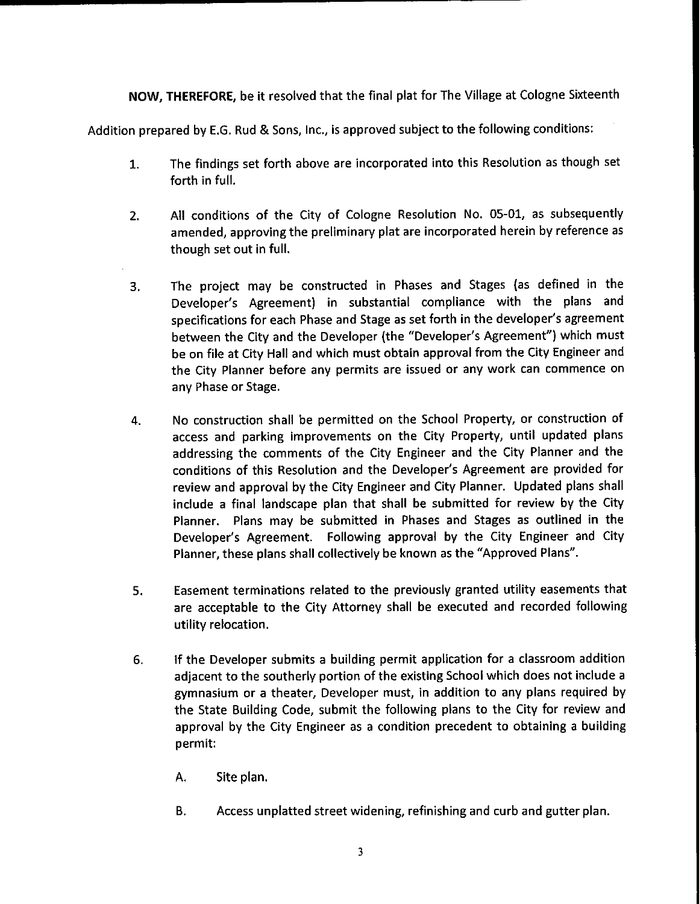**NOW, THEREFORE,** be it resolved that the final plat for The Village at Cologne Sixteenth Addition prepared by E.G. Rud & Sons, Inc., is approved subject to the following conditions:

1. The findings set forth above are incorporated into this Resolution as though set forth in full.

2. All conditions of the City of Cologne Resolution No. 05-01, as subsequently amended, approving the preliminary plat are incorporated herein by reference as though set out in full.

3. The project may be constructed in Phases and Stages (as defined in the Developer's Agreement) in substantial compliance with the plans and specifications for each Phase and Stage as set forth in the developer's agreement between the City and the Developer (the "Developer's Agreement") which must be on file at City Hall and which must obtain approval from the City Engineer and the City Planner before any permits are issued or any work can commence on any Phase or Stage.

4. No construction shall be permitted on the School Property, or construction of access and parking improvements on the City Property, until updated plans addressing the comments of the City Engineer and the City Planner and the conditions of this Resolution and the Developer's Agreement are provided for review and approval by the City Engineer and City Planner. Updated plans shall include a final landscape plan that shall be submitted for review by the City Planner. Plans may be submitted in Phases and Stages as outlined in the Developer's Agreement. Following approval by the City Engineer and City Planner, these plans shall collectively be known as the "Approved Plans".

5. Easement terminations related to the previously granted utility easements that are acceptable to the City Attorney shall be executed and recorded following utility relocation.

6. If the Developer submits a building permit application for a classroom addition adjacent to the southerly portion of the existing School which does not include a gymnasium or a theater, Developer must, in addition to any plans required by the State Building Code, submit the following plans to the City for review and approval by the City Engineer as a condition precedent to obtaining a building permit:

   A. Site plan.

   B. Access unplatted street widening, refinishing and curb and gutter plan.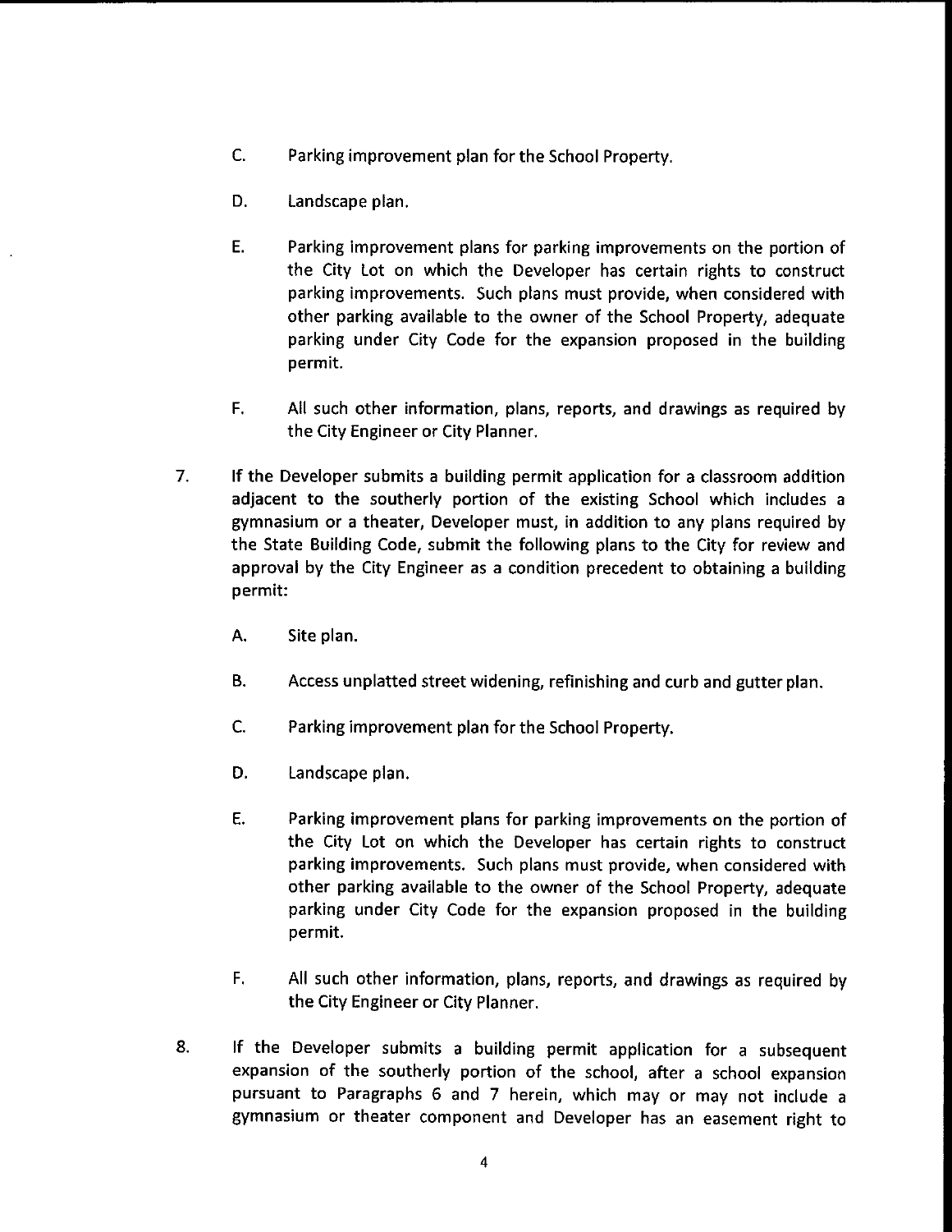C. Parking improvement plan for the School Property.

D. Landscape plan.

E. Parking improvement plans for parking improvements on the portion of the City Lot on which the Developer has certain rights to construct parking improvements. Such plans must provide, when considered with other parking available to the owner of the School Property, adequate parking under City Code for the expansion proposed in the building permit.

F. All such other information, plans, reports, and drawings as required by the City Engineer or City Planner.

7. If the Developer submits a building permit application for a classroom addition adjacent to the southerly portion of the existing School which includes a gymnasium or a theater, Developer must, in addition to any plans required by the State Building Code, submit the following plans to the City for review and approval by the City Engineer as a condition precedent to obtaining a building permit:

   A. Site plan.

   B. Access unplatted street widening, refinishing and curb and gutter plan.

   C. Parking improvement plan for the School Property.

   D. Landscape plan.

   E. Parking improvement plans for parking improvements on the portion of the City Lot on which the Developer has certain rights to construct parking improvements. Such plans must provide, when considered with other parking available to the owner of the School Property, adequate parking under City Code for the expansion proposed in the building permit.

   F. All such other information, plans, reports, and drawings as required by the City Engineer or City Planner.

8. If the Developer submits a building permit application for a subsequent expansion of the southerly portion of the school, after a school expansion pursuant to Paragraphs 6 and 7 herein, which may or may not include a gymnasium or theater component and Developer has an easement right to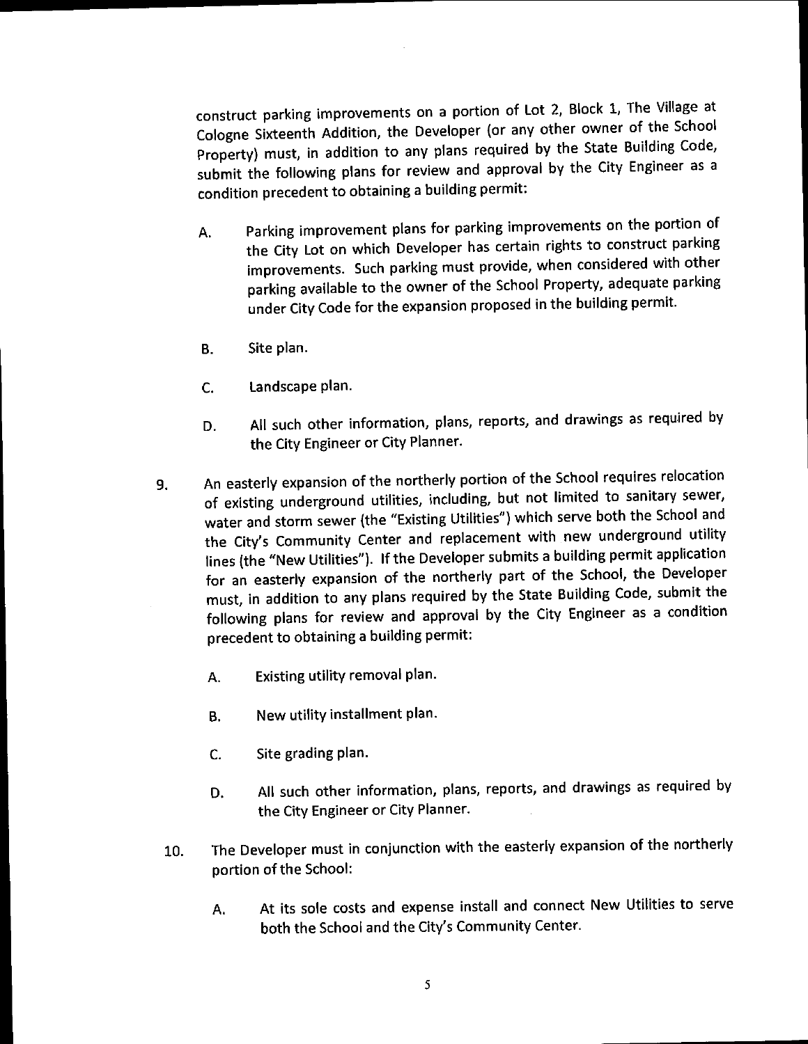construct parking improvements on a portion of Lot 2, Block 1, The Village at Cologne Sixteenth Addition, the Developer (or any other owner of the School Property) must, in addition to any plans required by the State Building Code, submit the following plans for review and approval by the City Engineer as a condition precedent to obtaining a building permit:

A. Parking improvement plans for parking improvements on the portion of the City Lot on which Developer has certain rights to construct parking improvements. Such parking must provide, when considered with other parking available to the owner of the School Property, adequate parking under City Code for the expansion proposed in the building permit.

B. Site plan.

C. Landscape plan.

D. All such other information, plans, reports, and drawings as required by the City Engineer or City Planner.

9. An easterly expansion of the northerly portion of the School requires relocation of existing underground utilities, including, but not limited to sanitary sewer, water and storm sewer (the "Existing Utilities") which serve both the School and the City's Community Center and replacement with new underground utility lines (the "New Utilities"). If the Developer submits a building permit application for an easterly expansion of the northerly part of the School, the Developer must, in addition to any plans required by the State Building Code, submit the following plans for review and approval by the City Engineer as a condition precedent to obtaining a building permit:

   A. Existing utility removal plan.

   B. New utility installment plan.

   C. Site grading plan.

   D. All such other information, plans, reports, and drawings as required by the City Engineer or City Planner.

10. The Developer must in conjunction with the easterly expansion of the northerly portion of the School:

   A. At its sole costs and expense install and connect New Utilities to serve both the School and the City's Community Center.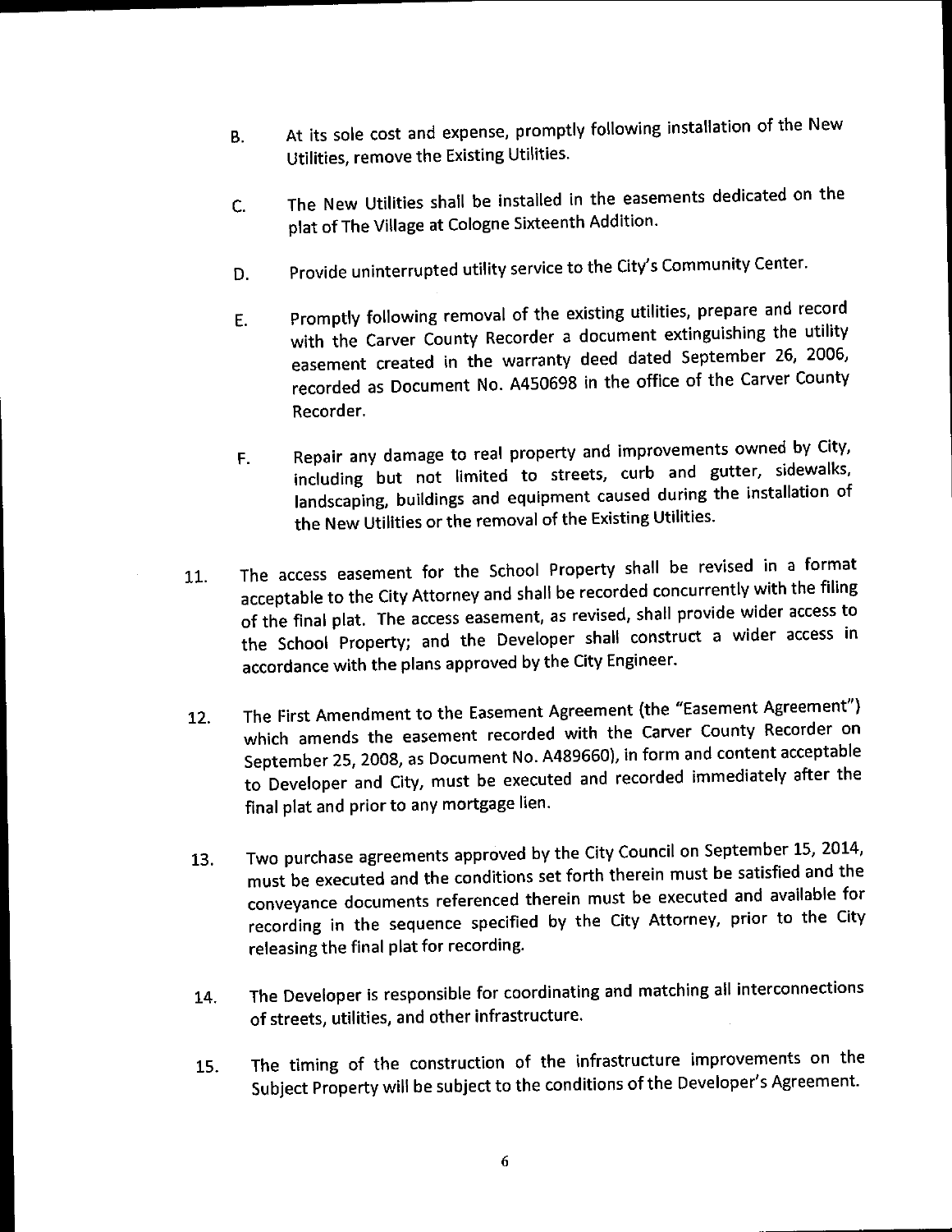B. At its sole cost and expense, promptly following installation of the New Utilities, remove the Existing Utilities.

C. The New Utilities shall be installed in the easements dedicated on the plat of The Village at Cologne Sixteenth Addition.

D. Provide uninterrupted utility service to the City's Community Center.

E. Promptly following removal of the existing utilities, prepare and record with the Carver County Recorder a document extinguishing the utility easement created in the warranty deed dated September 26, 2006, recorded as Document No. A450698 in the office of the Carver County Recorder.

F. Repair any damage to real property and improvements owned by City, including but not limited to streets, curb and gutter, sidewalks, landscaping, buildings and equipment caused during the installation of the New Utilities or the removal of the Existing Utilities.

11. The access easement for the School Property shall be revised in a format acceptable to the City Attorney and shall be recorded concurrently with the filing of the final plat. The access easement, as revised, shall provide wider access to the School Property; and the Developer shall construct a wider access in accordance with the plans approved by the City Engineer.

12. The First Amendment to the Easement Agreement (the "Easement Agreement") which amends the easement recorded with the Carver County Recorder on September 25, 2008, as Document No. A489660), in form and content acceptable to Developer and City, must be executed and recorded immediately after the final plat and prior to any mortgage lien.

13. Two purchase agreements approved by the City Council on September 15, 2014, must be executed and the conditions set forth therein must be satisfied and the conveyance documents referenced therein must be executed and available for recording in the sequence specified by the City Attorney, prior to the City releasing the final plat for recording.

14. The Developer is responsible for coordinating and matching all interconnections of streets, utilities, and other infrastructure.

15. The timing of the construction of the infrastructure improvements on the Subject Property will be subject to the conditions of the Developer's Agreement.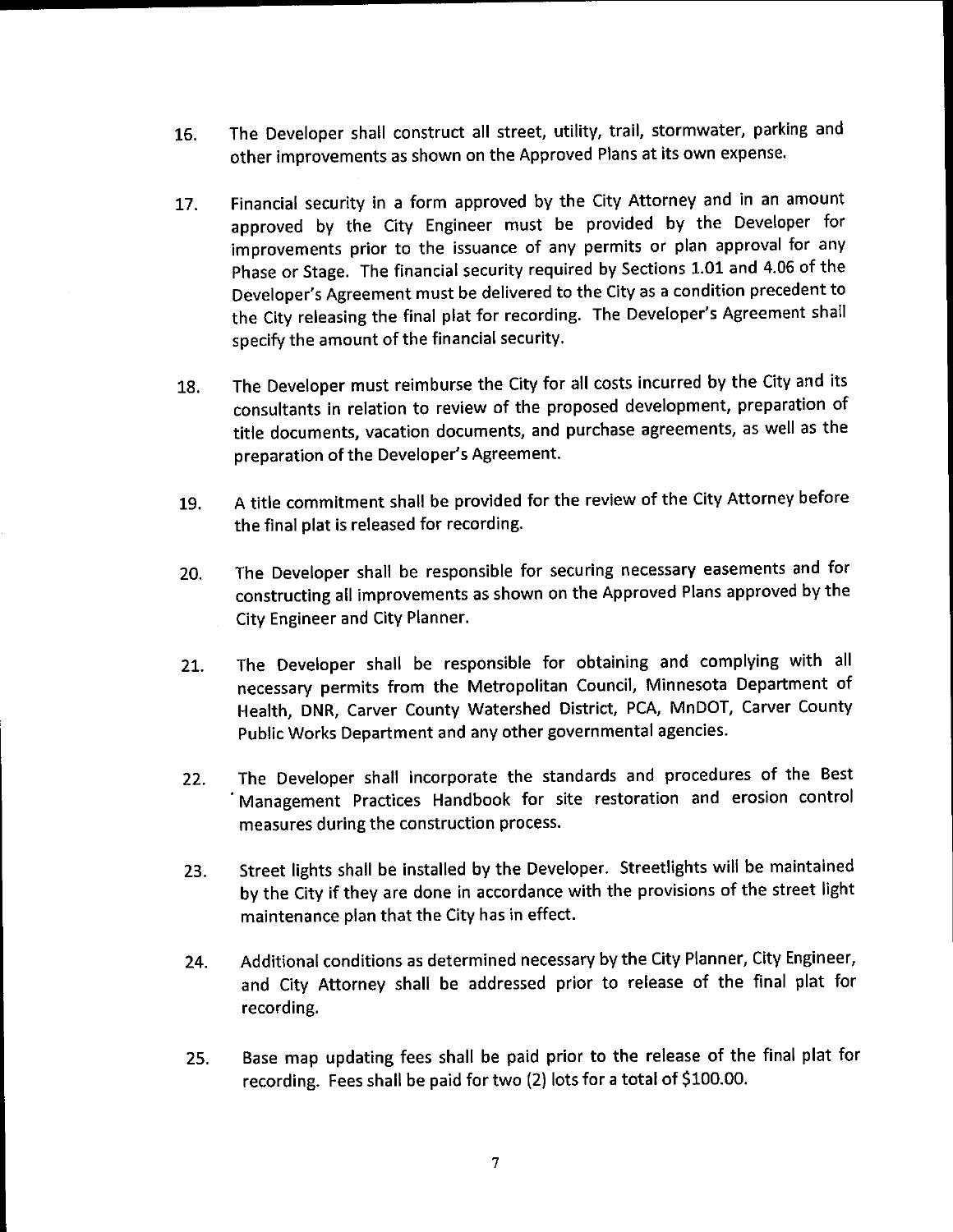16. The Developer shall construct all street, utility, trail, stormwater, parking and other improvements as shown on the Approved Plans at its own expense.

17. Financial security in a form approved by the City Attorney and in an amount approved by the City Engineer must be provided by the Developer for improvements prior to the issuance of any permits or plan approval for any Phase or Stage. The financial security required by Sections 1.01 and 4.06 of the Developer's Agreement must be delivered to the City as a condition precedent to the City releasing the final plat for recording. The Developer's Agreement shall specify the amount of the financial security.

18. The Developer must reimburse the City for all costs incurred by the City and its consultants in relation to review of the proposed development, preparation of title documents, vacation documents, and purchase agreements, as well as the preparation of the Developer's Agreement.

19. A title commitment shall be provided for the review of the City Attorney before the final plat is released for recording.

20. The Developer shall be responsible for securing necessary easements and for constructing all improvements as shown on the Approved Plans approved by the City Engineer and City Planner.

21. The Developer shall be responsible for obtaining and complying with all necessary permits from the Metropolitan Council, Minnesota Department of Health, DNR, Carver County Watershed District, PCA, MnDOT, Carver County Public Works Department and any other governmental agencies.

22. The Developer shall incorporate the standards and procedures of the Best Management Practices Handbook for site restoration and erosion control measures during the construction process.

23. Street lights shall be installed by the Developer. Streetlights will be maintained by the City if they are done in accordance with the provisions of the street light maintenance plan that the City has in effect.

24. Additional conditions as determined necessary by the City Planner, City Engineer, and City Attorney shall be addressed prior to release of the final plat for recording.

25. Base map updating fees shall be paid prior to the release of the final plat for recording. Fees shall be paid for two (2) lots for a total of $100.00.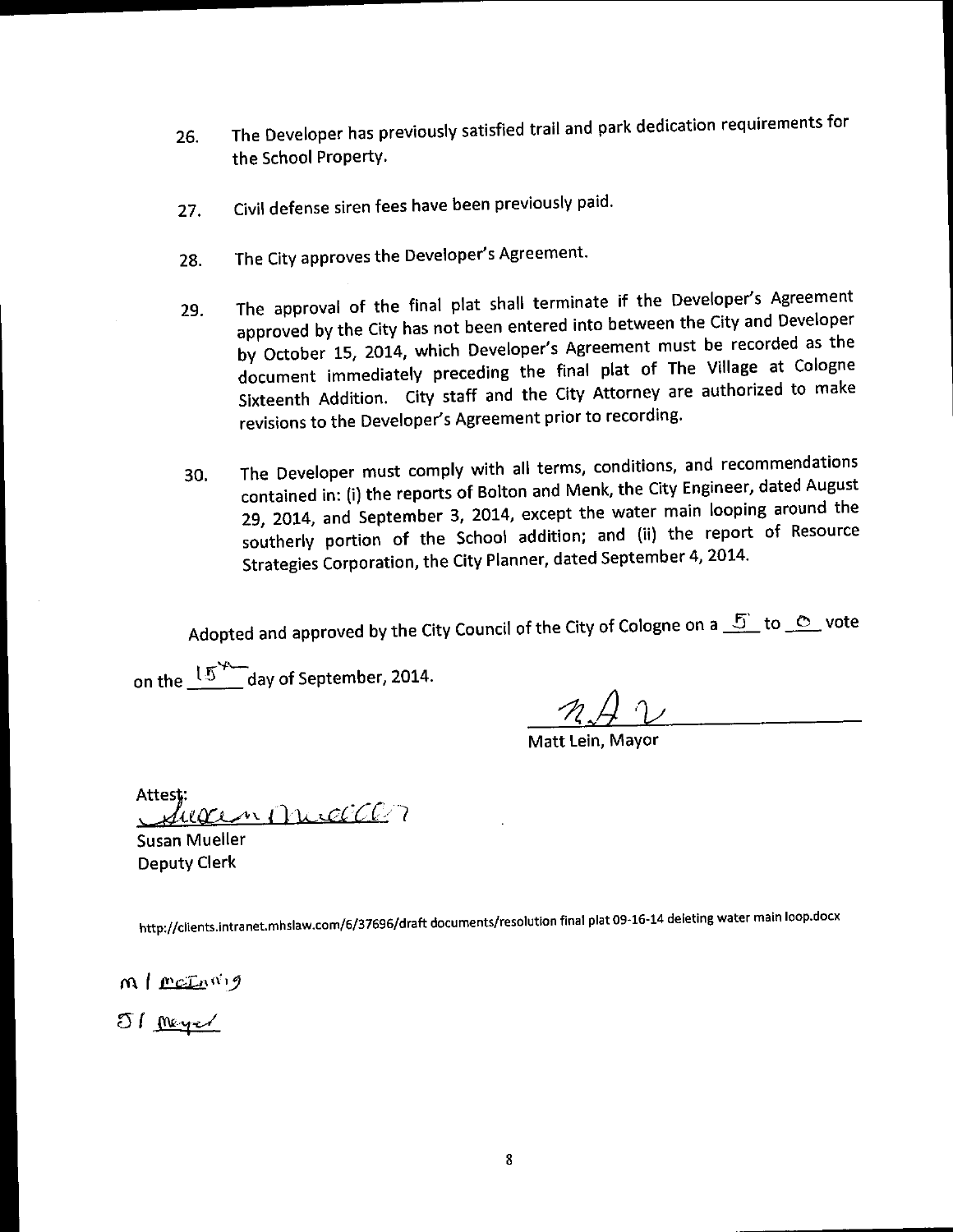26. The Developer has previously satisfied trail and park dedication requirements for the School Property.

27. Civil defense siren fees have been previously paid.

28. The City approves the Developer's Agreement.

29. The approval of the final plat shall terminate if the Developer's Agreement approved by the City has not been entered into between the City and Developer by October 15, 2014, which Developer's Agreement must be recorded as the document immediately preceding the final plat of The Village at Cologne Sixteenth Addition. City staff and the City Attorney are authorized to make revisions to the Developer's Agreement prior to recording.

30. The Developer must comply with all terms, conditions, and recommendations contained in: (i) the reports of Bolton and Menk, the City Engineer, dated August 29, 2014, and September 3, 2014, except the water main looping around the southerly portion of the School addition; and (ii) the report of Resource Strategies Corporation, the City Planner, dated September 4, 2014.

Adopted and approved by the City Council of the City of Cologne on a 5 to 0 vote on the 15th day of September, 2014.

Matt Lein, Mayor

Attest:

Susan Mueller
Deputy Clerk

http://clients.intranet.mhslaw.com/6/37696/draft documents/resolution final plat 09-16-14 deleting water main loop.docx

m / McInnis

S / Meyer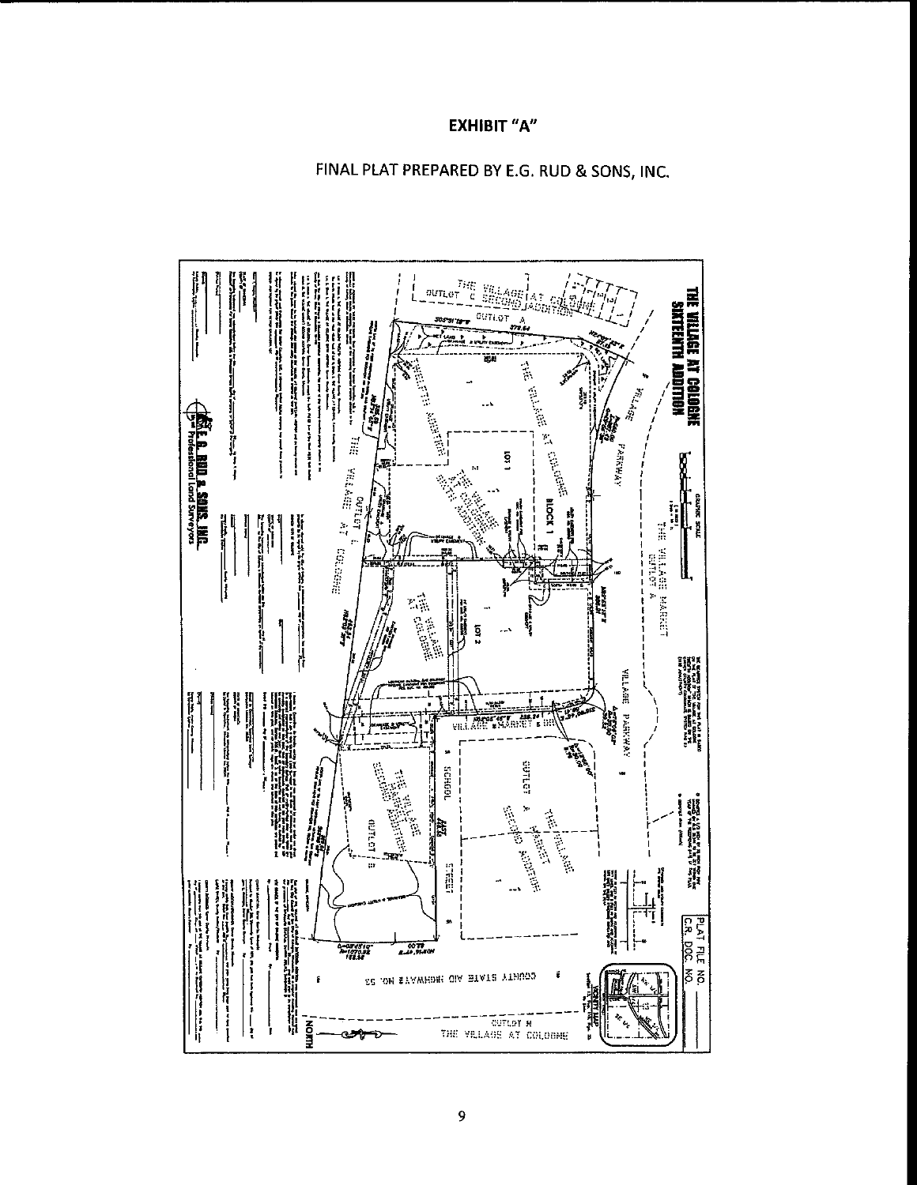# EXHIBIT "A"

FINAL PLAT PREPARED BY E.G. RUD & SONS, INC.

THE VILLAGE AT COLOGNE SIXTEENTH ADDITION

PLAT FILE NO. ____

C.R. DOC. NO. ____

VILLAGE PARKWAY

THE VILLAGE MARKET OUTLOT A

OUTLOT A

OUTLOT C THE VILLAGE AT COLOGNE SECOND ADDITION

THE VILLAGE AT COLOGNE TWELFTH ADDITION

THE VILLAGE AT COLOGNE SIXTH ADDITION

LOT 1

BLOCK 1

LOT 2

THE VILLAGE AT COLOGNE

OUTLOT L THE VILLAGE AT COLOGNE

VILLAGE MARKET BLVD

SCHOOL STREET

OUTLOT A THE VILLAGE MARKET SECOND ADDITION

THE VILLAGE MARKET SECOND ADDITION OUTLOT B

COUNTY STATE AID HIGHWAY NO. 53

OUTLOT H THE VILLAGE AT COLOGNE

NORTH

E.G. RUD & SONS, INC. Professional Land Surveyors